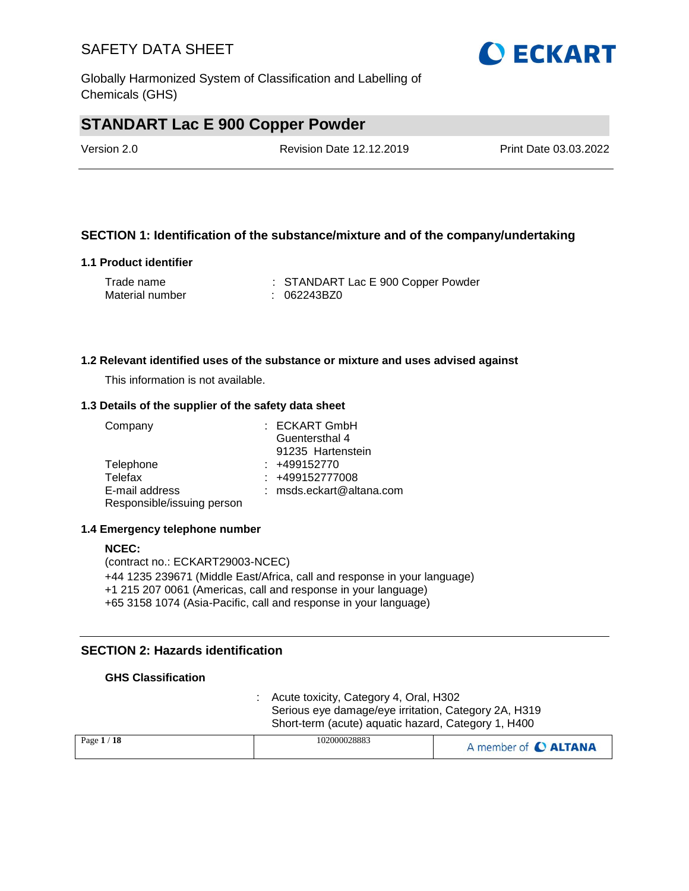# STANDART Lac E 900 Copper Powder

Version 2.0 | Revision Date 12.12.2019 | Print Date 03.03.2022

## SECTION 1: Identification of the substance/mixture and of the company/undertaking

### 1.1 Product identifier

Trade name : STANDART Lac E 900 Copper Powder
Material number : 062243BZ0

### 1.2 Relevant identified uses of the substance or mixture and uses advised against

This information is not available.

### 1.3 Details of the supplier of the safety data sheet

Company : ECKART GmbH
Guentersthal 4
91235 Hartenstein
Telephone : +499152770
Telefax : +499152777008
E-mail address : msds.eckart@altana.com
Responsible/issuing person

### 1.4 Emergency telephone number

**NCEC:**
(contract no.: ECKART29003-NCEC)
+44 1235 239671 (Middle East/Africa, call and response in your language)
+1 215 207 0061 (Americas, call and response in your language)
+65 3158 1074 (Asia-Pacific, call and response in your language)

## SECTION 2: Hazards identification

**GHS Classification**

: Acute toxicity, Category 4, Oral, H302
Serious eye damage/eye irritation, Category 2A, H319
Short-term (acute) aquatic hazard, Category 1, H400

102000028883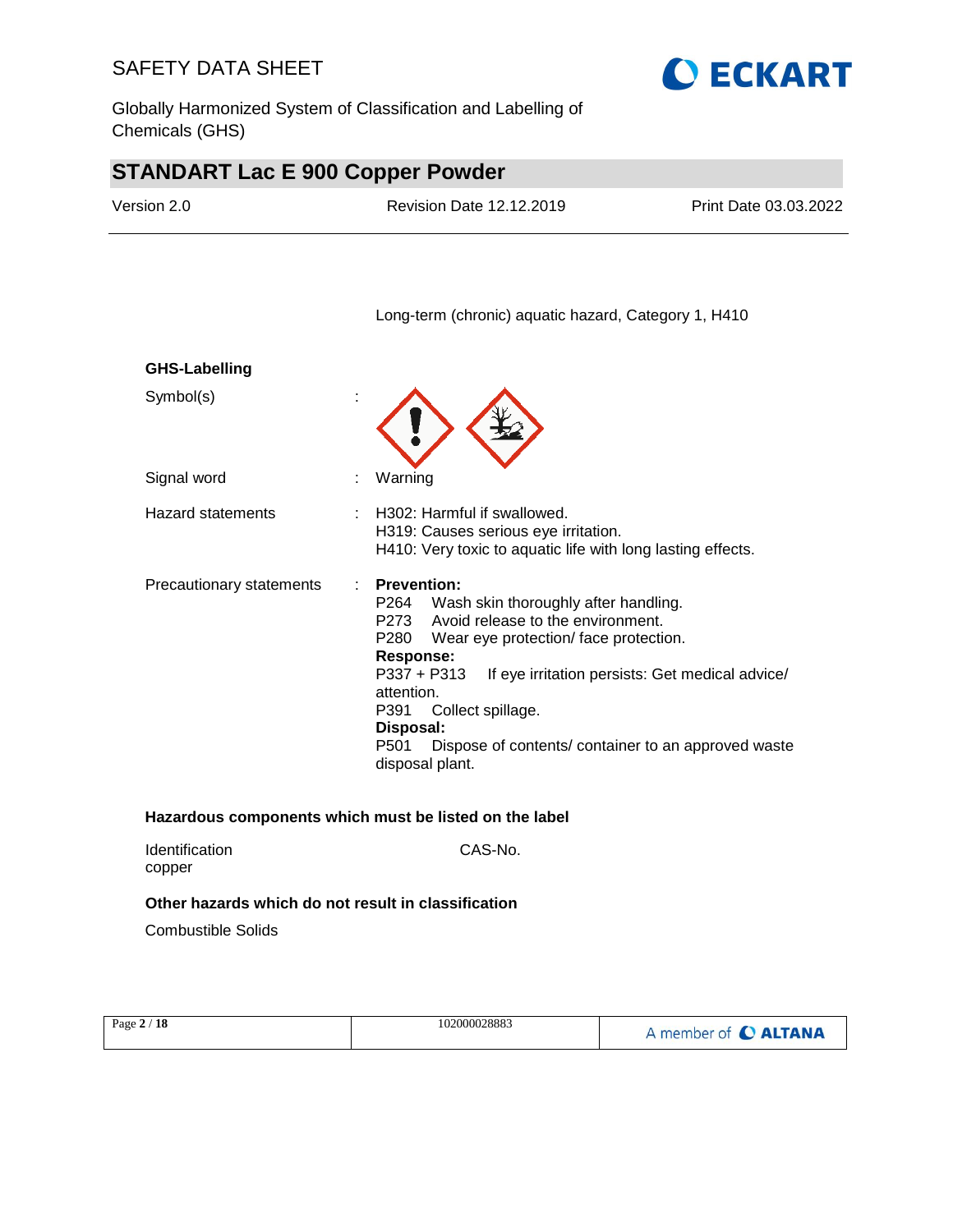Long-term (chronic) aquatic hazard, Category 1, H410

**GHS-Labelling**

Symbol(s) :

Signal word : Warning

Hazard statements : H302: Harmful if swallowed.
H319: Causes serious eye irritation.
H410: Very toxic to aquatic life with long lasting effects.

Precautionary statements : **Prevention:**
P264 Wash skin thoroughly after handling.
P273 Avoid release to the environment.
P280 Wear eye protection/ face protection.
**Response:**
P337 + P313 If eye irritation persists: Get medical advice/ attention.
P391 Collect spillage.
**Disposal:**
P501 Dispose of contents/ container to an approved waste disposal plant.

**Hazardous components which must be listed on the label**

| Identification | CAS-No. |
|---|---|
| copper | |

**Other hazards which do not result in classification**

Combustible Solids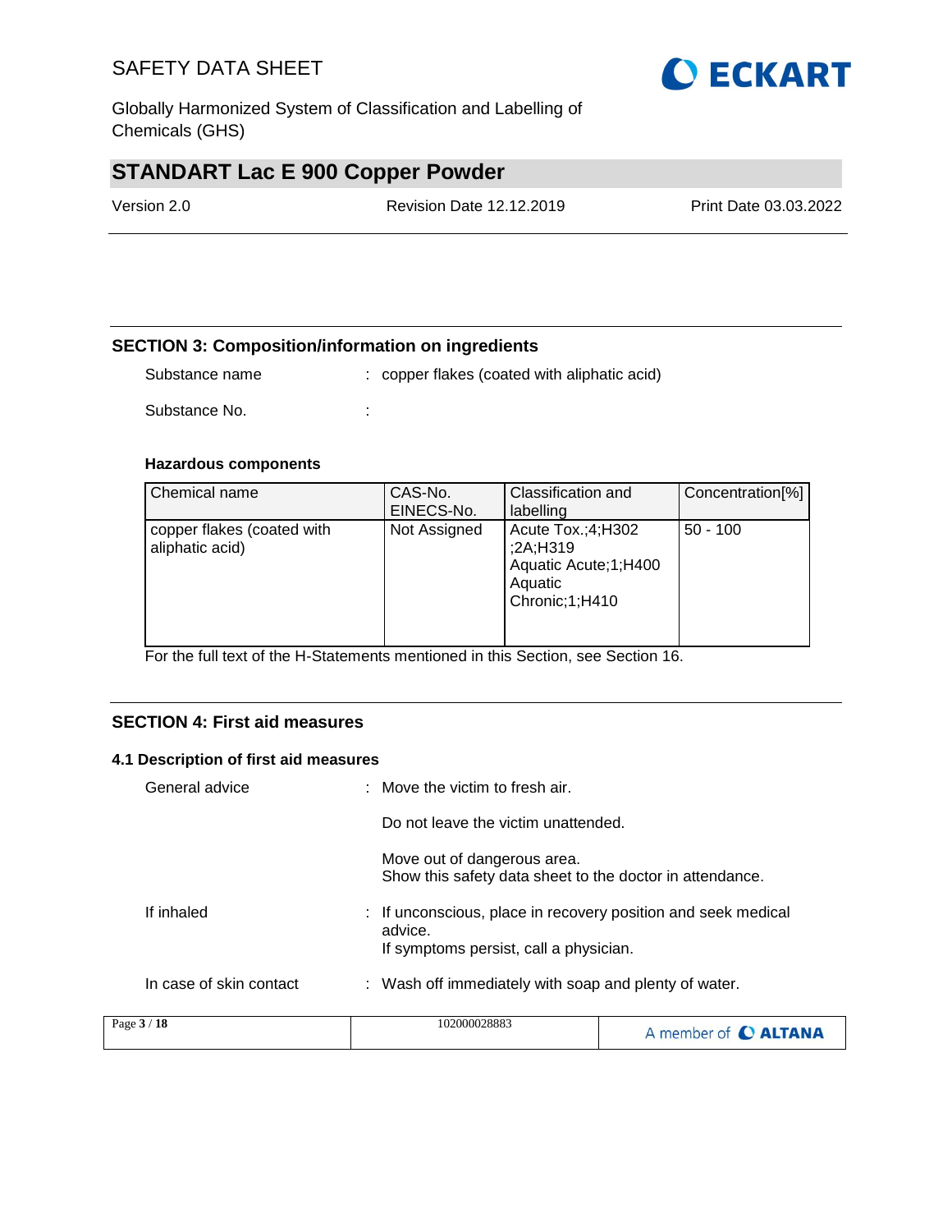## SECTION 3: Composition/information on ingredients

Substance name : copper flakes (coated with aliphatic acid)

Substance No. :

**Hazardous components**

| Chemical name | CAS-No.<br>EINECS-No. | Classification and labelling | Concentration[%] |
|---|---|---|---|
| copper flakes (coated with aliphatic acid) | Not Assigned | Acute Tox.;4;H302<br>;2A;H319<br>Aquatic Acute;1;H400<br>Aquatic Chronic;1;H410 | 50 - 100 |

For the full text of the H-Statements mentioned in this Section, see Section 16.

## SECTION 4: First aid measures

### 4.1 Description of first aid measures

General advice : Move the victim to fresh air.

Do not leave the victim unattended.

Move out of dangerous area.
Show this safety data sheet to the doctor in attendance.

If inhaled : If unconscious, place in recovery position and seek medical advice.
If symptoms persist, call a physician.

In case of skin contact : Wash off immediately with soap and plenty of water.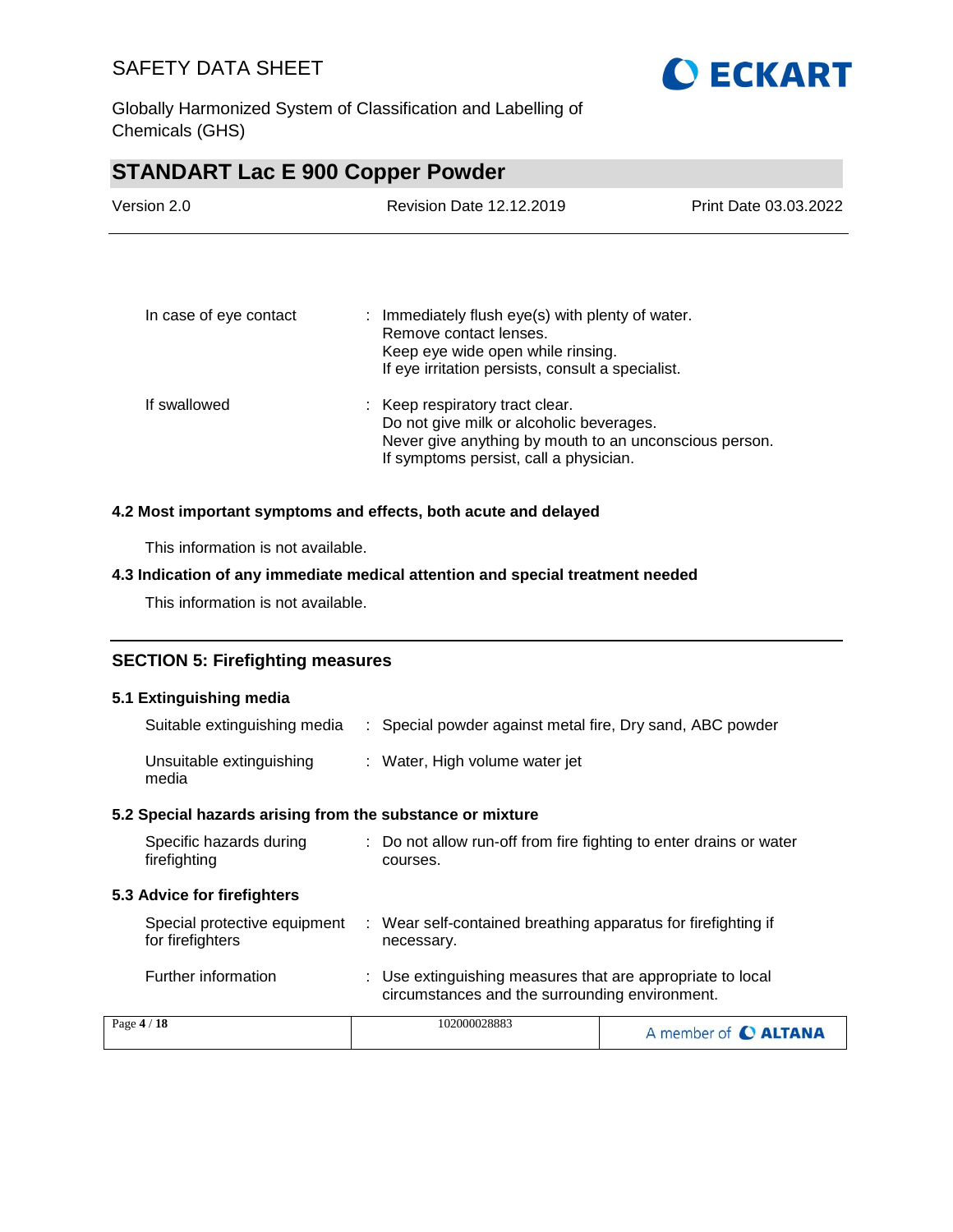| | | |
|---|---|---|
| In case of eye contact | : | Immediately flush eye(s) with plenty of water.<br>Remove contact lenses.<br>Keep eye wide open while rinsing.<br>If eye irritation persists, consult a specialist. |
| If swallowed | : | Keep respiratory tract clear.<br>Do not give milk or alcoholic beverages.<br>Never give anything by mouth to an unconscious person.<br>If symptoms persist, call a physician. |

### 4.2 Most important symptoms and effects, both acute and delayed

This information is not available.

### 4.3 Indication of any immediate medical attention and special treatment needed

This information is not available.

## SECTION 5: Firefighting measures

### 5.1 Extinguishing media

| | | |
|---|---|---|
| Suitable extinguishing media | : | Special powder against metal fire, Dry sand, ABC powder |
| Unsuitable extinguishing media | : | Water, High volume water jet |

### 5.2 Special hazards arising from the substance or mixture

| | | |
|---|---|---|
| Specific hazards during firefighting | : | Do not allow run-off from fire fighting to enter drains or water courses. |

### 5.3 Advice for firefighters

| | | |
|---|---|---|
| Special protective equipment for firefighters | : | Wear self-contained breathing apparatus for firefighting if necessary. |
| Further information | : | Use extinguishing measures that are appropriate to local circumstances and the surrounding environment. |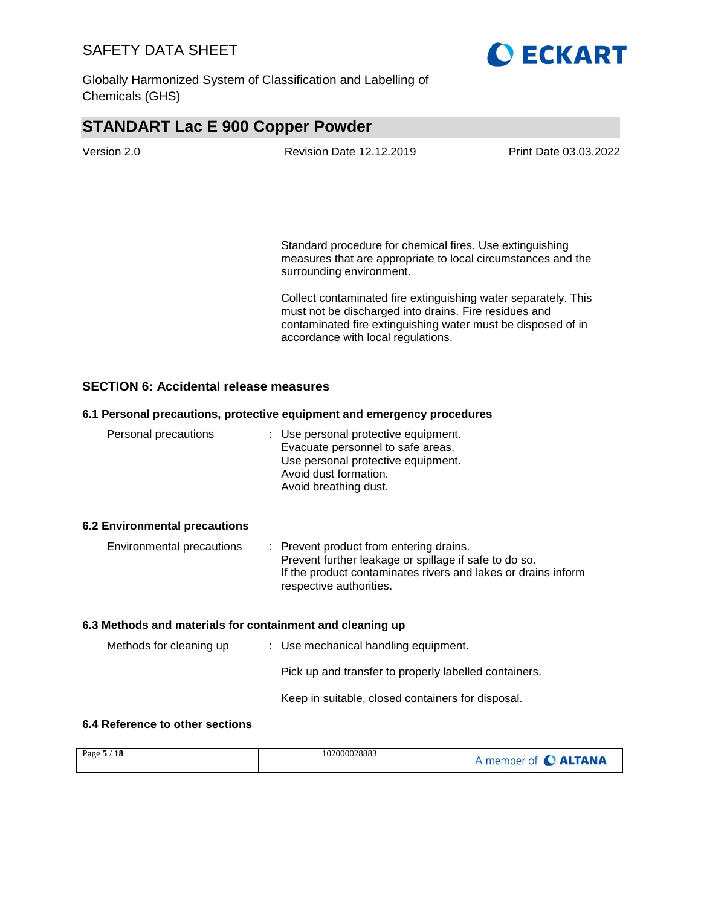Standard procedure for chemical fires. Use extinguishing measures that are appropriate to local circumstances and the surrounding environment.

Collect contaminated fire extinguishing water separately. This must not be discharged into drains. Fire residues and contaminated fire extinguishing water must be disposed of in accordance with local regulations.

## SECTION 6: Accidental release measures

### 6.1 Personal precautions, protective equipment and emergency procedures

Personal precautions : Use personal protective equipment.
Evacuate personnel to safe areas.
Use personal protective equipment.
Avoid dust formation.
Avoid breathing dust.

### 6.2 Environmental precautions

Environmental precautions : Prevent product from entering drains.
Prevent further leakage or spillage if safe to do so.
If the product contaminates rivers and lakes or drains inform respective authorities.

### 6.3 Methods and materials for containment and cleaning up

Methods for cleaning up : Use mechanical handling equipment.

Pick up and transfer to properly labelled containers.

Keep in suitable, closed containers for disposal.

### 6.4 Reference to other sections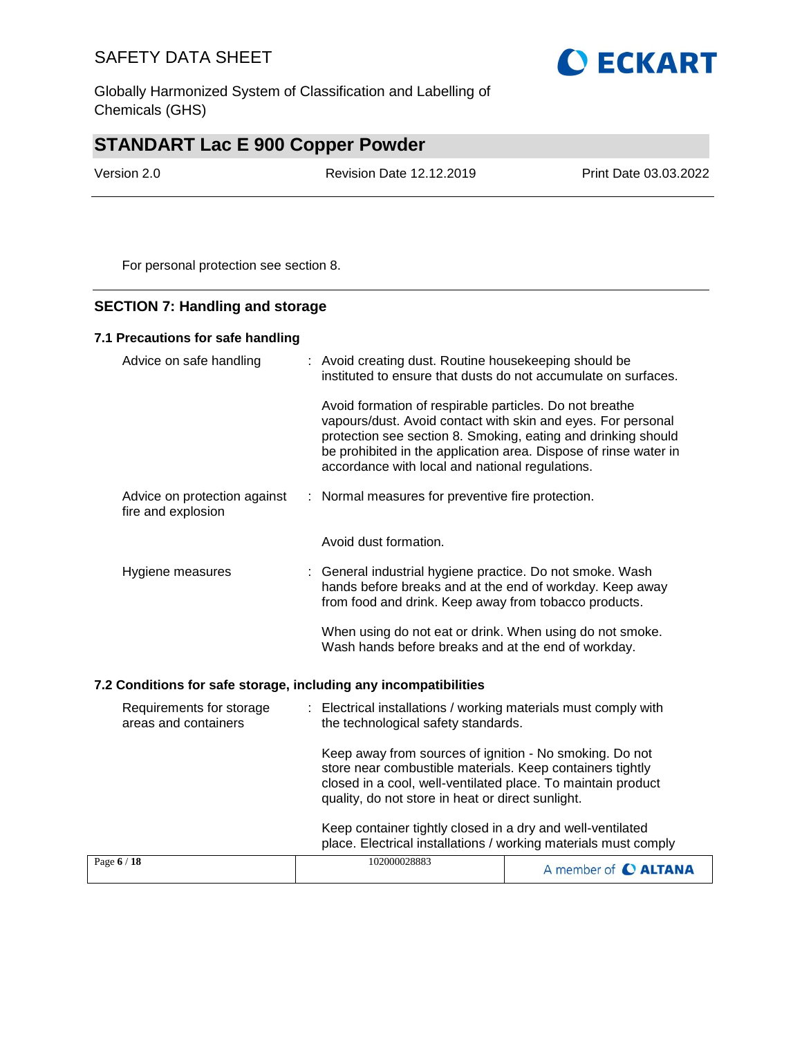For personal protection see section 8.

## SECTION 7: Handling and storage

### 7.1 Precautions for safe handling

| | |
|---|---|
| Advice on safe handling | : Avoid creating dust. Routine housekeeping should be instituted to ensure that dusts do not accumulate on surfaces.<br><br>Avoid formation of respirable particles. Do not breathe vapours/dust. Avoid contact with skin and eyes. For personal protection see section 8. Smoking, eating and drinking should be prohibited in the application area. Dispose of rinse water in accordance with local and national regulations. |
| Advice on protection against fire and explosion | : Normal measures for preventive fire protection.<br><br>Avoid dust formation. |
| Hygiene measures | : General industrial hygiene practice. Do not smoke. Wash hands before breaks and at the end of workday. Keep away from food and drink. Keep away from tobacco products.<br><br>When using do not eat or drink. When using do not smoke. Wash hands before breaks and at the end of workday. |

### 7.2 Conditions for safe storage, including any incompatibilities

| | |
|---|---|
| Requirements for storage areas and containers | : Electrical installations / working materials must comply with the technological safety standards.<br><br>Keep away from sources of ignition - No smoking. Do not store near combustible materials. Keep containers tightly closed in a cool, well-ventilated place. To maintain product quality, do not store in heat or direct sunlight.<br><br>Keep container tightly closed in a dry and well-ventilated place. Electrical installations / working materials must comply |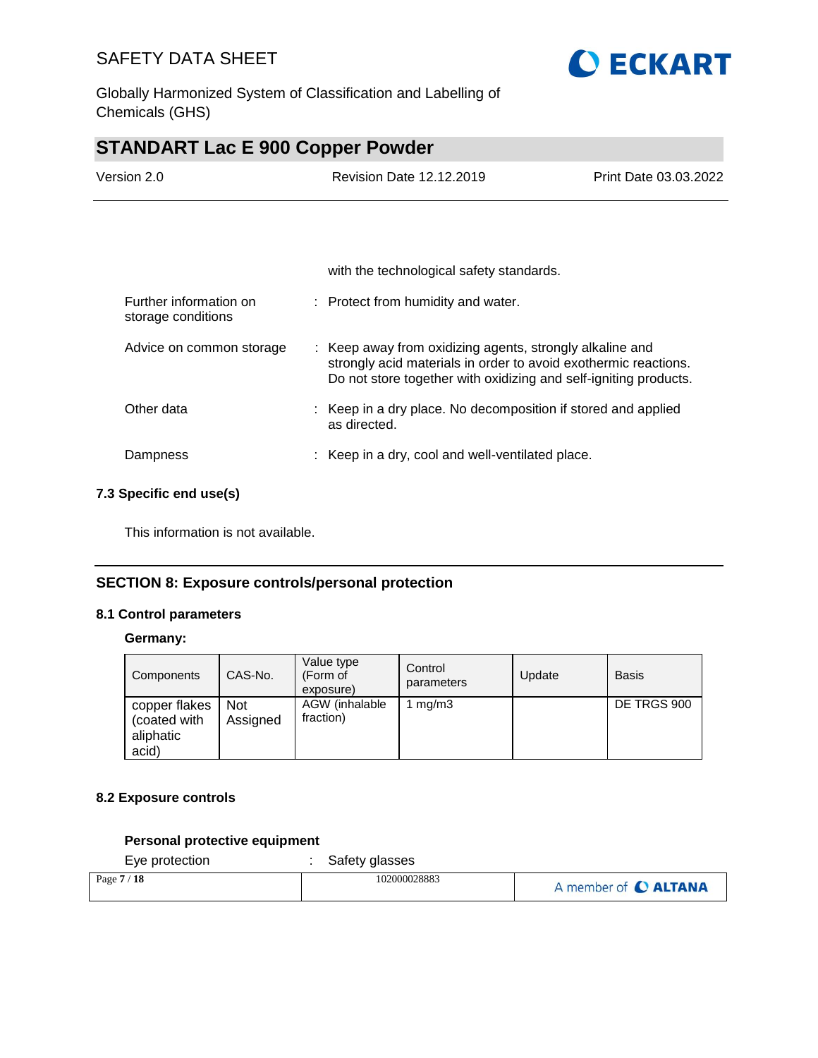with the technological safety standards.

| | | |
|---|---|---|
| Further information on storage conditions | : | Protect from humidity and water. |
| Advice on common storage | : | Keep away from oxidizing agents, strongly alkaline and strongly acid materials in order to avoid exothermic reactions. Do not store together with oxidizing and self-igniting products. |
| Other data | : | Keep in a dry place. No decomposition if stored and applied as directed. |
| Dampness | : | Keep in a dry, cool and well-ventilated place. |

### 7.3 Specific end use(s)

This information is not available.

## SECTION 8: Exposure controls/personal protection

### 8.1 Control parameters

**Germany:**

| Components | CAS-No. | Value type (Form of exposure) | Control parameters | Update | Basis |
|---|---|---|---|---|---|
| copper flakes (coated with aliphatic acid) | Not Assigned | AGW (inhalable fraction) | 1 mg/m3 | | DE TRGS 900 |

### 8.2 Exposure controls

**Personal protective equipment**

Eye protection : Safety glasses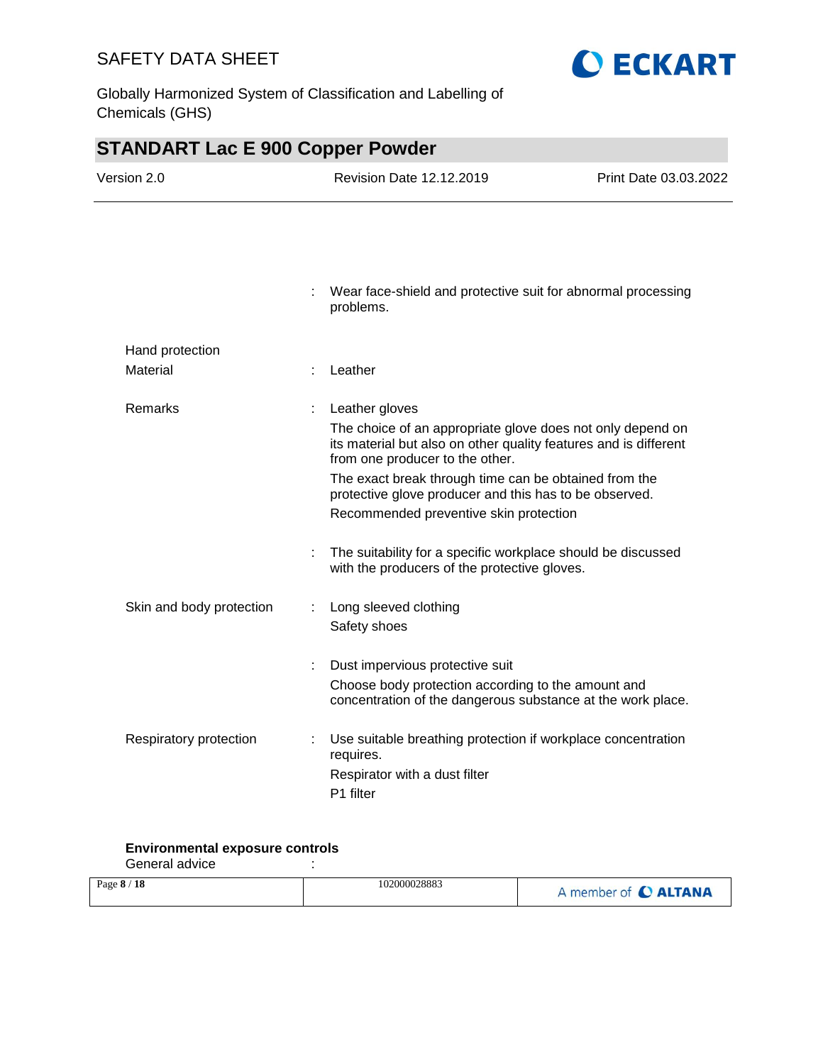| | | |
|---|---|---|
| | : | Wear face-shield and protective suit for abnormal processing problems. |
| **Hand protection** | | |
| Material | : | Leather |
| Remarks | : | Leather gloves<br>The choice of an appropriate glove does not only depend on its material but also on other quality features and is different from one producer to the other.<br>The exact break through time can be obtained from the protective glove producer and this has to be observed.<br>Recommended preventive skin protection |
| | : | The suitability for a specific workplace should be discussed with the producers of the protective gloves. |
| Skin and body protection | : | Long sleeved clothing<br>Safety shoes |
| | : | Dust impervious protective suit<br>Choose body protection according to the amount and concentration of the dangerous substance at the work place. |
| Respiratory protection | : | Use suitable breathing protection if workplace concentration requires.<br>Respirator with a dust filter<br>P1 filter |

**Environmental exposure controls**

General advice :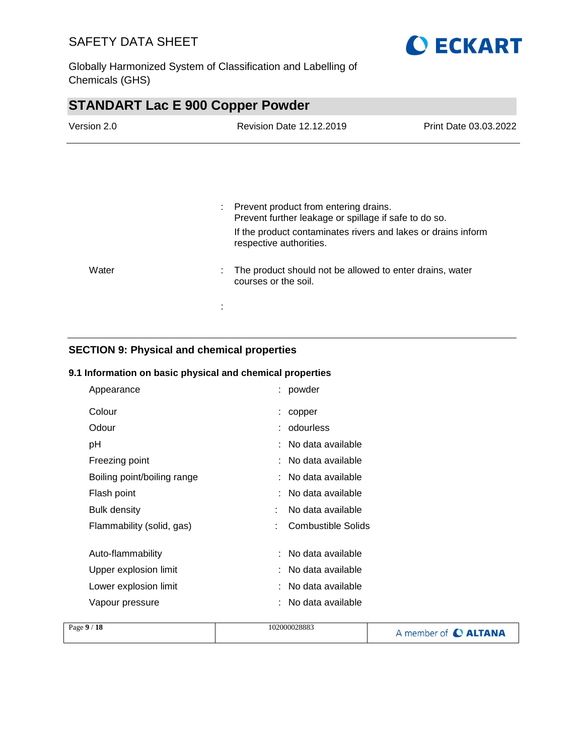|   |   |   |
|---|---|---|
|   | : | Prevent product from entering drains.<br>Prevent further leakage or spillage if safe to do so.<br>If the product contaminates rivers and lakes or drains inform respective authorities. |
| Water | : | The product should not be allowed to enter drains, water courses or the soil. |
|   | : |   |

## SECTION 9: Physical and chemical properties

### 9.1 Information on basic physical and chemical properties

| Property | | Value |
|---|---|---|
| Appearance | : | powder |
| Colour | : | copper |
| Odour | : | odourless |
| pH | : | No data available |
| Freezing point | : | No data available |
| Boiling point/boiling range | : | No data available |
| Flash point | : | No data available |
| Bulk density | : | No data available |
| Flammability (solid, gas) | : | Combustible Solids |
| Auto-flammability | : | No data available |
| Upper explosion limit | : | No data available |
| Lower explosion limit | : | No data available |
| Vapour pressure | : | No data available |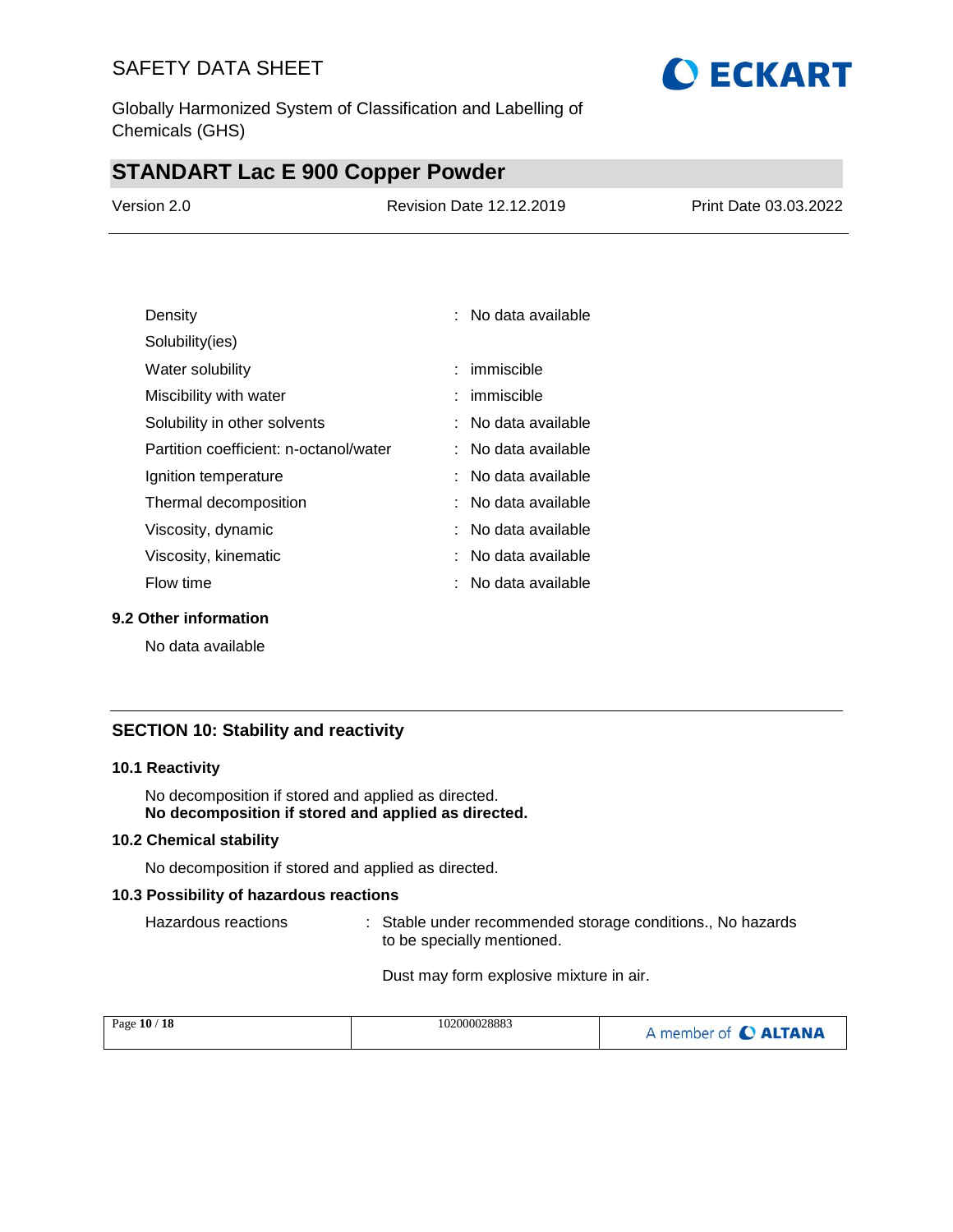| | | |
|---|---|---|
| Density | : | No data available |
| Solubility(ies) | | |
| Water solubility | : | immiscible |
| Miscibility with water | : | immiscible |
| Solubility in other solvents | : | No data available |
| Partition coefficient: n-octanol/water | : | No data available |
| Ignition temperature | : | No data available |
| Thermal decomposition | : | No data available |
| Viscosity, dynamic | : | No data available |
| Viscosity, kinematic | : | No data available |
| Flow time | : | No data available |

### 9.2 Other information

No data available

## SECTION 10: Stability and reactivity

### 10.1 Reactivity

No decomposition if stored and applied as directed.
**No decomposition if stored and applied as directed.**

### 10.2 Chemical stability

No decomposition if stored and applied as directed.

### 10.3 Possibility of hazardous reactions

Hazardous reactions : Stable under recommended storage conditions., No hazards to be specially mentioned.

Dust may form explosive mixture in air.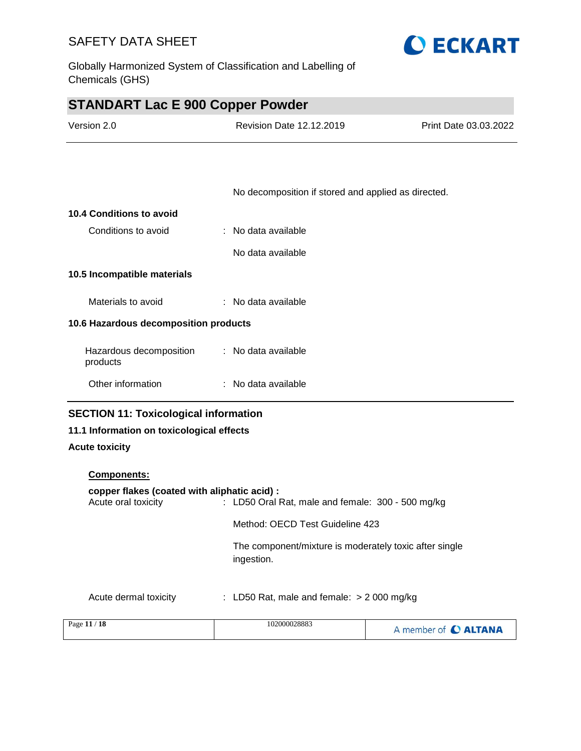No decomposition if stored and applied as directed.

**10.4 Conditions to avoid**

Conditions to avoid : No data available

No data available

**10.5 Incompatible materials**

Materials to avoid : No data available

**10.6 Hazardous decomposition products**

Hazardous decomposition products : No data available

Other information : No data available

## SECTION 11: Toxicological information

**11.1 Information on toxicological effects**

**Acute toxicity**

**Components:**

**copper flakes (coated with aliphatic acid) :**

Acute oral toxicity : LD50 Oral Rat, male and female: 300 - 500 mg/kg

Method: OECD Test Guideline 423

The component/mixture is moderately toxic after single ingestion.

Acute dermal toxicity : LD50 Rat, male and female: > 2 000 mg/kg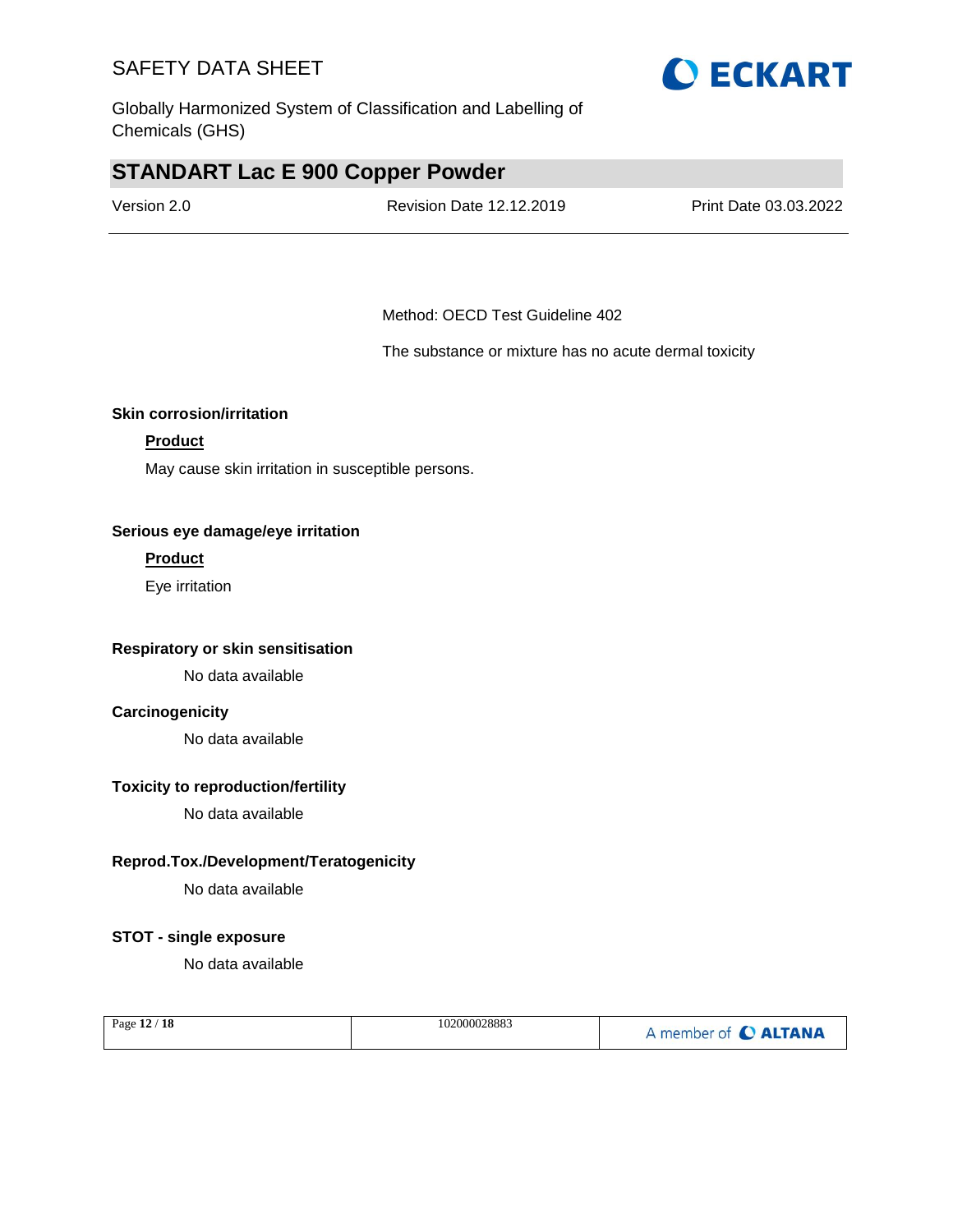Method: OECD Test Guideline 402

The substance or mixture has no acute dermal toxicity

**Skin corrosion/irritation**

**Product**

May cause skin irritation in susceptible persons.

**Serious eye damage/eye irritation**

**Product**

Eye irritation

**Respiratory or skin sensitisation**

No data available

**Carcinogenicity**

No data available

**Toxicity to reproduction/fertility**

No data available

**Reprod.Tox./Development/Teratogenicity**

No data available

**STOT - single exposure**

No data available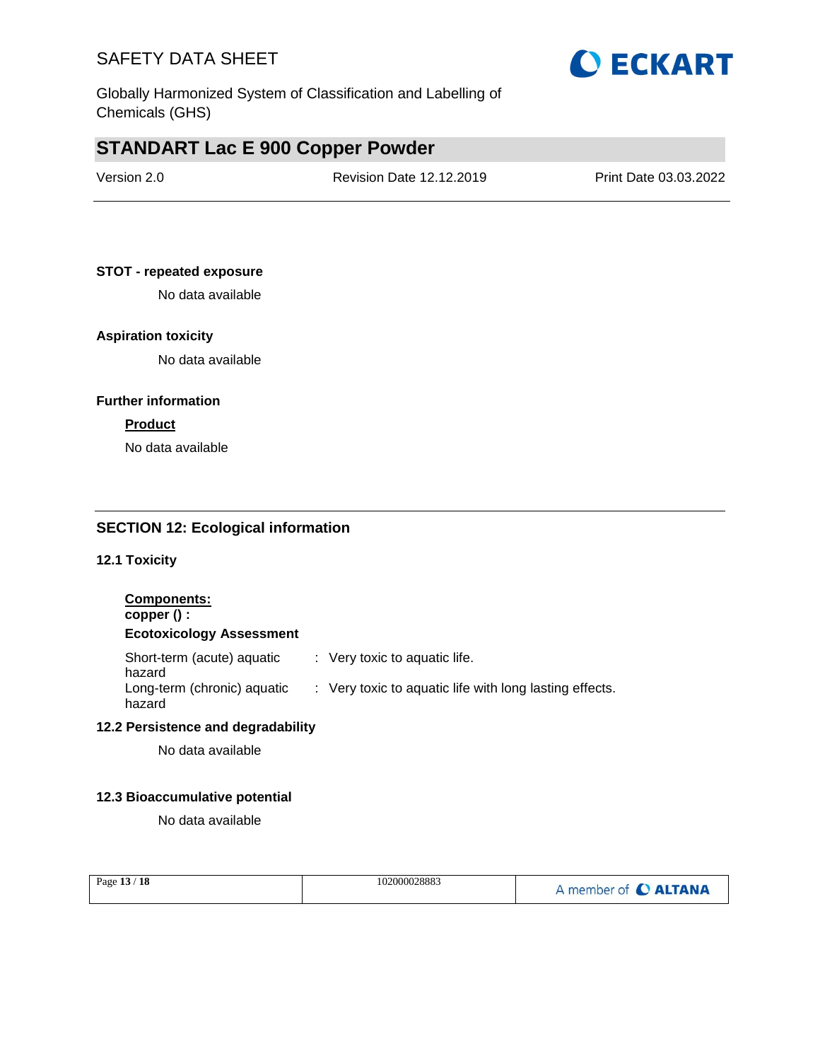**STOT - repeated exposure**

No data available

**Aspiration toxicity**

No data available

**Further information**

**Product**

No data available

## SECTION 12: Ecological information

### 12.1 Toxicity

**Components:**

**copper () :**

**Ecotoxicology Assessment**

| | | |
|---|---|---|
| Short-term (acute) aquatic hazard | : | Very toxic to aquatic life. |
| Long-term (chronic) aquatic hazard | : | Very toxic to aquatic life with long lasting effects. |

### 12.2 Persistence and degradability

No data available

### 12.3 Bioaccumulative potential

No data available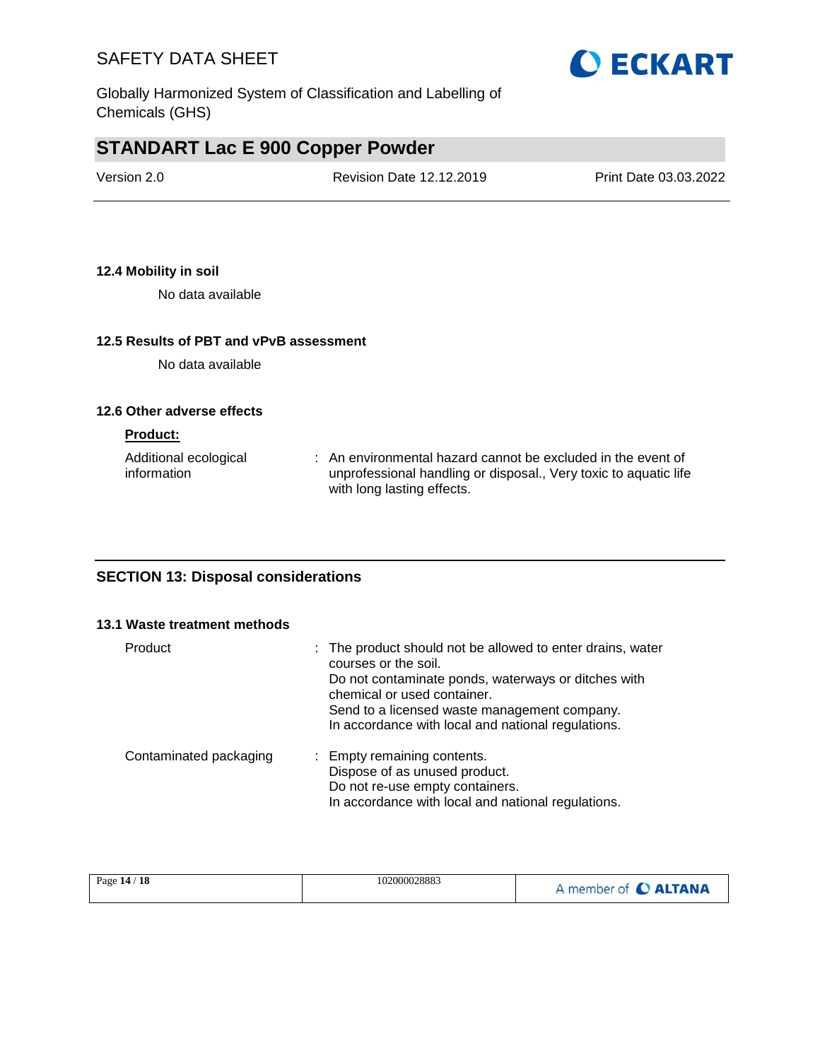### 12.4 Mobility in soil

No data available

### 12.5 Results of PBT and vPvB assessment

No data available

### 12.6 Other adverse effects

**Product:**

| | |
|---|---|
| Additional ecological information | : An environmental hazard cannot be excluded in the event of unprofessional handling or disposal., Very toxic to aquatic life with long lasting effects. |

## SECTION 13: Disposal considerations

### 13.1 Waste treatment methods

| | |
|---|---|
| Product | : The product should not be allowed to enter drains, water courses or the soil.<br>Do not contaminate ponds, waterways or ditches with chemical or used container.<br>Send to a licensed waste management company.<br>In accordance with local and national regulations. |
| Contaminated packaging | : Empty remaining contents.<br>Dispose of as unused product.<br>Do not re-use empty containers.<br>In accordance with local and national regulations. |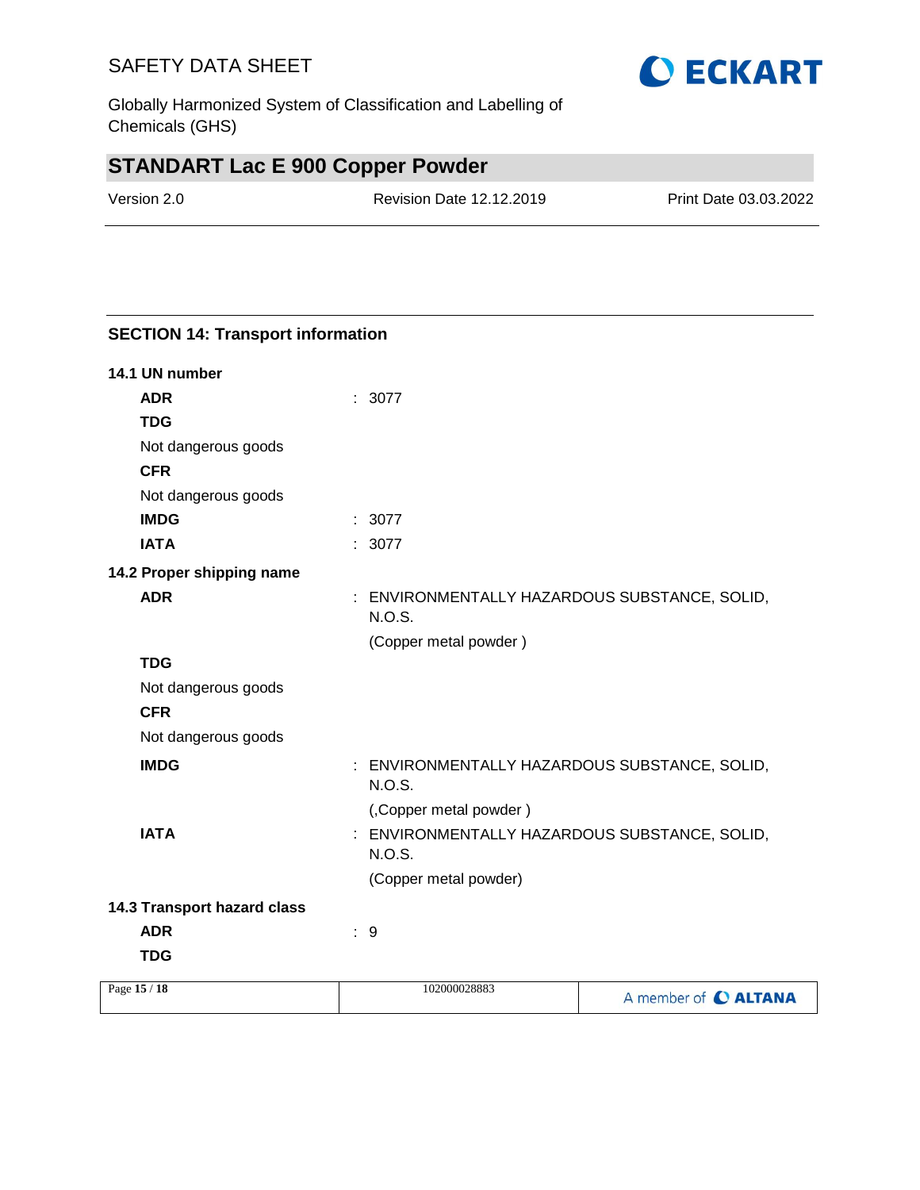## SECTION 14: Transport information

**14.1 UN number**

**ADR** : 3077

**TDG**

Not dangerous goods

**CFR**

Not dangerous goods

**IMDG** : 3077

**IATA** : 3077

**14.2 Proper shipping name**

**ADR** : ENVIRONMENTALLY HAZARDOUS SUBSTANCE, SOLID, N.O.S.

(Copper metal powder )

**TDG**

Not dangerous goods

**CFR**

Not dangerous goods

**IMDG** : ENVIRONMENTALLY HAZARDOUS SUBSTANCE, SOLID, N.O.S.

(,Copper metal powder )

**IATA** : ENVIRONMENTALLY HAZARDOUS SUBSTANCE, SOLID, N.O.S.

(Copper metal powder)

**14.3 Transport hazard class**

**ADR** : 9

**TDG**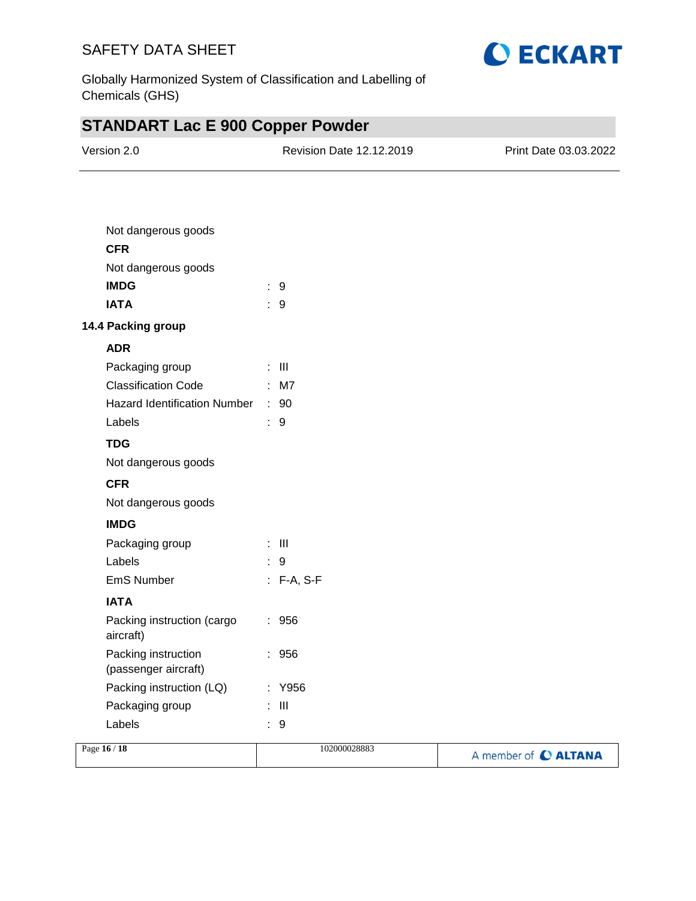Not dangerous goods

**CFR**

Not dangerous goods

| | | |
|---|---|---|
| **IMDG** | : | 9 |
| **IATA** | : | 9 |

### 14.4 Packing group

**ADR**

| | | |
|---|---|---|
| Packaging group | : | III |
| Classification Code | : | M7 |
| Hazard Identification Number | : | 90 |
| Labels | : | 9 |

**TDG**

Not dangerous goods

**CFR**

Not dangerous goods

**IMDG**

| | | |
|---|---|---|
| Packaging group | : | III |
| Labels | : | 9 |
| EmS Number | : | F-A, S-F |

**IATA**

| | | |
|---|---|---|
| Packing instruction (cargo aircraft) | : | 956 |
| Packing instruction (passenger aircraft) | : | 956 |
| Packing instruction (LQ) | : | Y956 |
| Packaging group | : | III |
| Labels | : | 9 |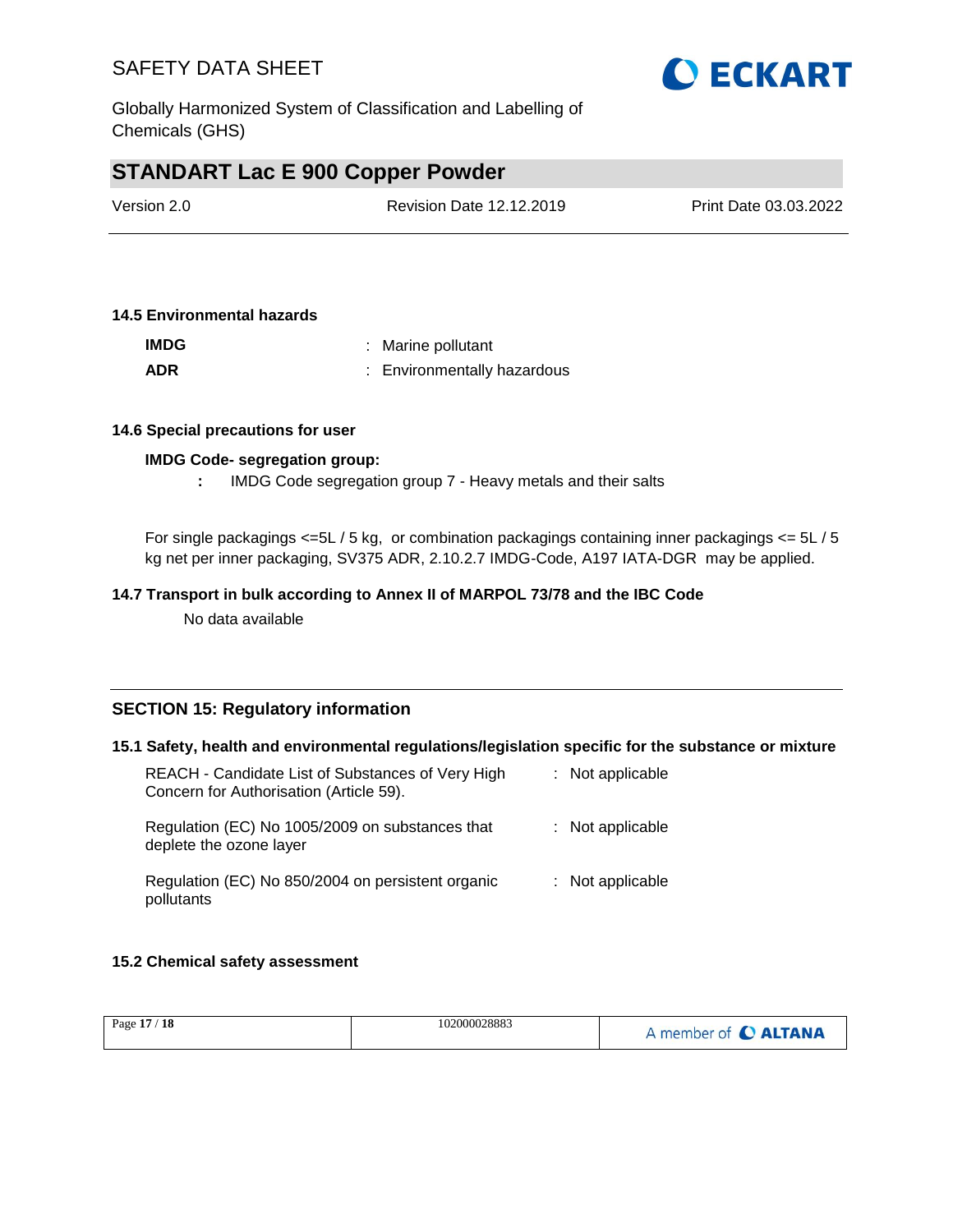**14.5 Environmental hazards**

**IMDG** : Marine pollutant

**ADR** : Environmentally hazardous

**14.6 Special precautions for user**

**IMDG Code- segregation group:**

**:** IMDG Code segregation group 7 - Heavy metals and their salts

For single packagings <=5L / 5 kg, or combination packagings containing inner packagings <= 5L / 5 kg net per inner packaging, SV375 ADR, 2.10.2.7 IMDG-Code, A197 IATA-DGR may be applied.

**14.7 Transport in bulk according to Annex II of MARPOL 73/78 and the IBC Code**

No data available

## SECTION 15: Regulatory information

**15.1 Safety, health and environmental regulations/legislation specific for the substance or mixture**

| | |
|---|---|
| REACH - Candidate List of Substances of Very High Concern for Authorisation (Article 59). | : Not applicable |
| Regulation (EC) No 1005/2009 on substances that deplete the ozone layer | : Not applicable |
| Regulation (EC) No 850/2004 on persistent organic pollutants | : Not applicable |

**15.2 Chemical safety assessment**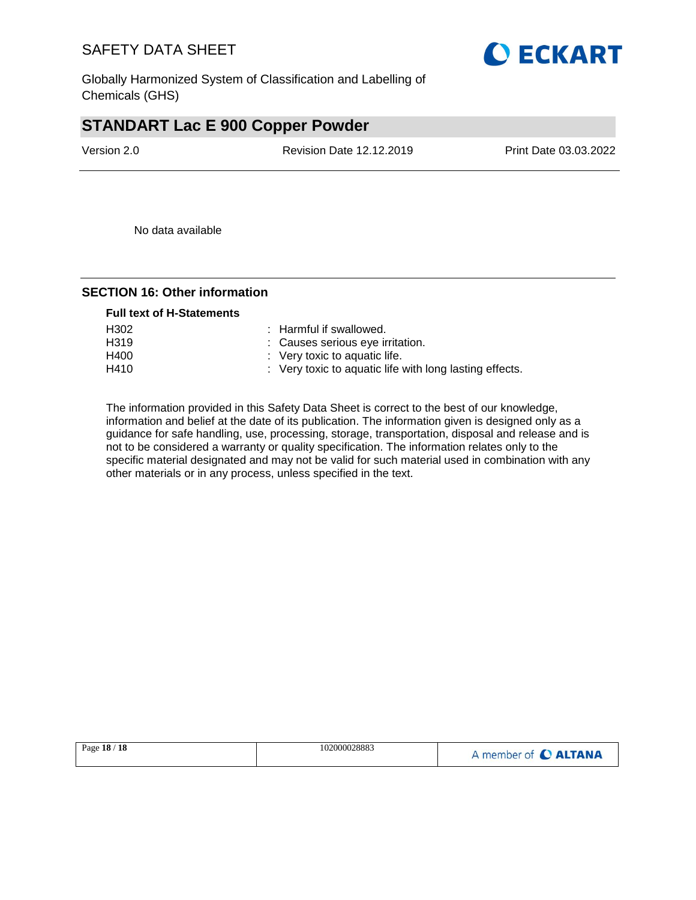No data available

## SECTION 16: Other information

**Full text of H-Statements**

| | |
|---|---|
| H302 | : Harmful if swallowed. |
| H319 | : Causes serious eye irritation. |
| H400 | : Very toxic to aquatic life. |
| H410 | : Very toxic to aquatic life with long lasting effects. |

The information provided in this Safety Data Sheet is correct to the best of our knowledge, information and belief at the date of its publication. The information given is designed only as a guidance for safe handling, use, processing, storage, transportation, disposal and release and is not to be considered a warranty or quality specification. The information relates only to the specific material designated and may not be valid for such material used in combination with any other materials or in any process, unless specified in the text.